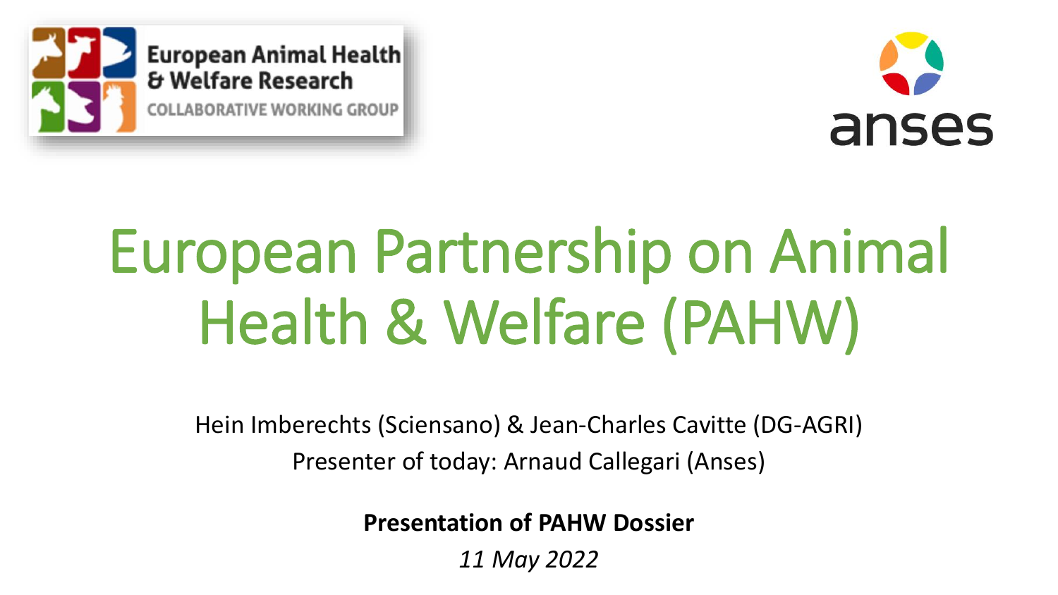European Animal Health & Welfare Research

COLLABORATIVE WORKING GROUP

anses

# European Partnership on Animal Health & Welfare (PAHW)

Hein Imberechts (Sciensano) & Jean-Charles Cavitte (DG-AGRI)

Presenter of today: Arnaud Callegari (Anses)

**Presentation of PAHW Dossier**

*11 May 2022*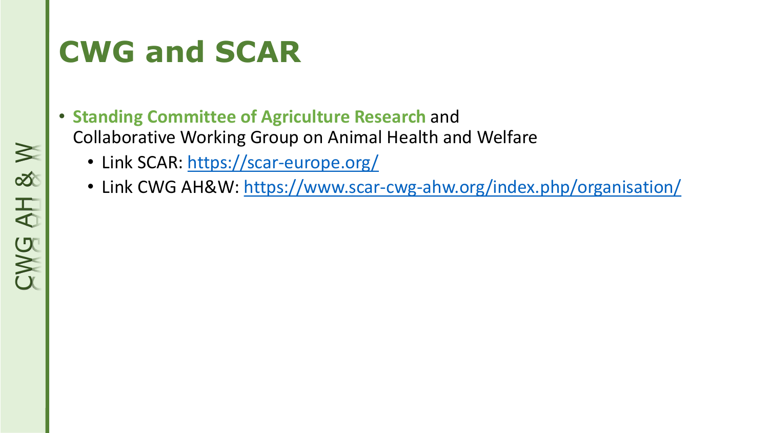# CWG and SCAR

- **Standing Committee of Agriculture Research** and Collaborative Working Group on Animal Health and Welfare
  - Link SCAR: https://scar-europe.org/
  - Link CWG AH&W: https://www.scar-cwg-ahw.org/index.php/organisation/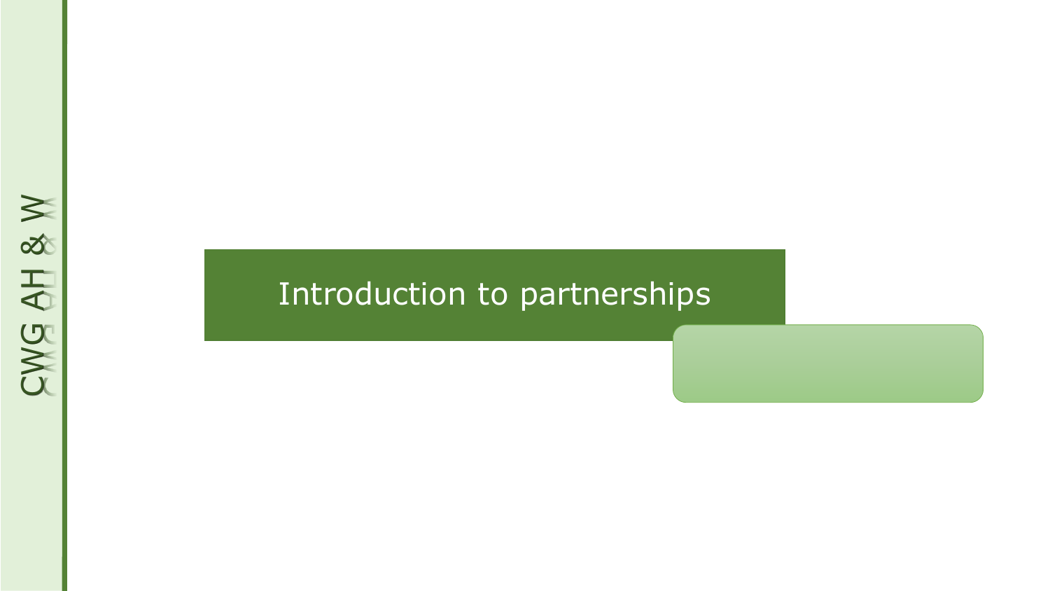# Introduction to partnerships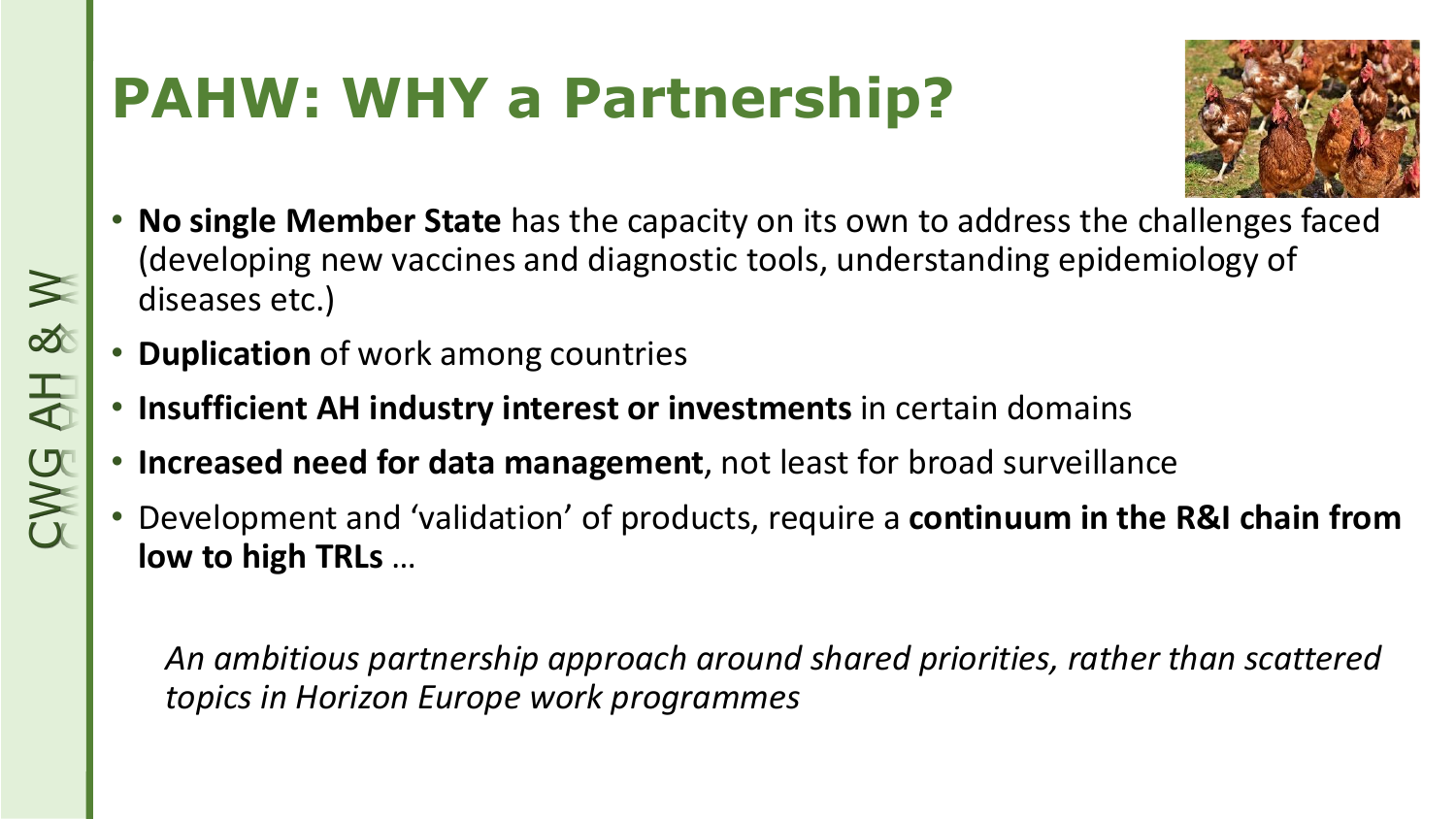# PAHW: WHY a Partnership?

- **No single Member State** has the capacity on its own to address the challenges faced (developing new vaccines and diagnostic tools, understanding epidemiology of diseases etc.)
- **Duplication** of work among countries
- **Insufficient AH industry interest or investments** in certain domains
- **Increased need for data management**, not least for broad surveillance
- Development and 'validation' of products, require a **continuum in the R&I chain from low to high TRLs** …

*An ambitious partnership approach around shared priorities, rather than scattered topics in Horizon Europe work programmes*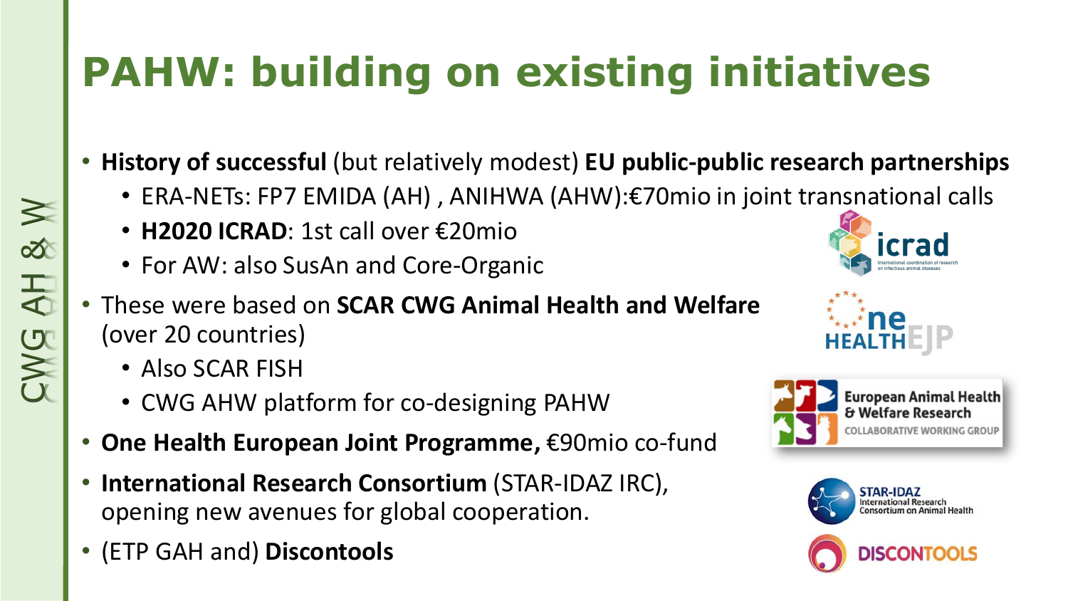# PAHW: building on existing initiatives

- **History of successful** (but relatively modest) **EU public-public research partnerships**
  - ERA-NETs: FP7 EMIDA (AH) , ANIHWA (AHW):€70mio in joint transnational calls
  - **H2020 ICRAD**: 1st call over €20mio
  - For AW: also SusAn and Core-Organic
- These were based on **SCAR CWG Animal Health and Welfare** (over 20 countries)
  - Also SCAR FISH
  - CWG AHW platform for co-designing PAHW
- **One Health European Joint Programme,** €90mio co-fund
- **International Research Consortium** (STAR-IDAZ IRC), opening new avenues for global cooperation.
- (ETP GAH and) **Discontools**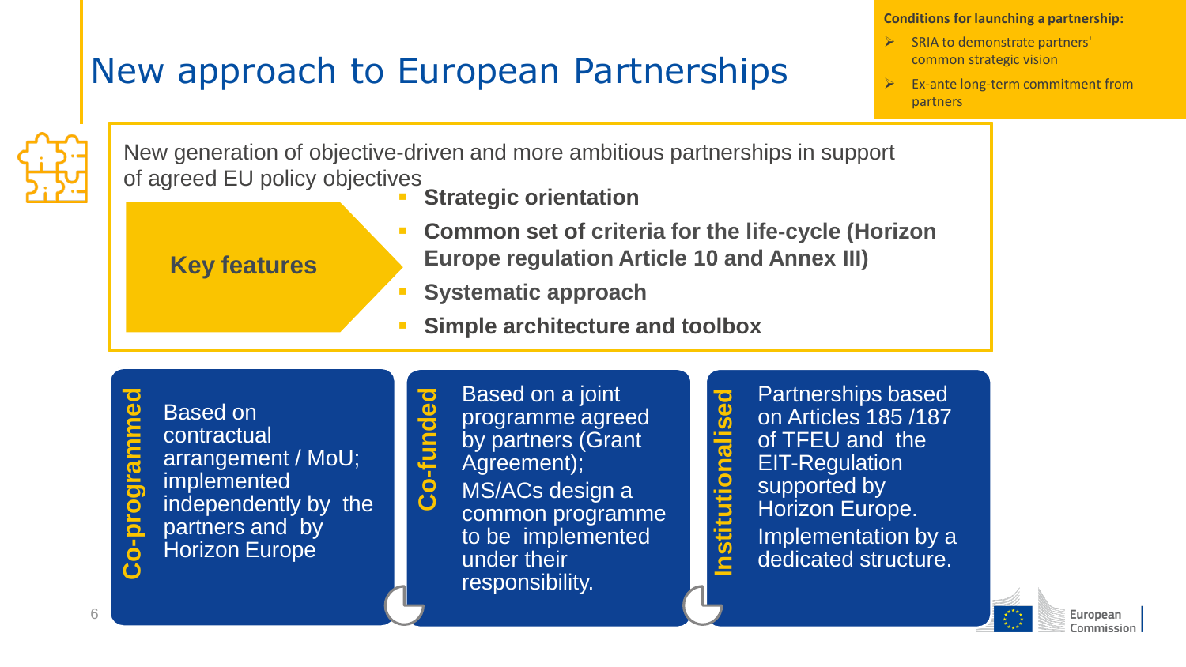# New approach to European Partnerships

**Conditions for launching a partnership:**

- SRIA to demonstrate partners' common strategic vision
- Ex-ante long-term commitment from partners

New generation of objective-driven and more ambitious partnerships in support of agreed EU policy objectives

**Key features**

- **Strategic orientation**
- **Common set of criteria for the life-cycle (Horizon Europe regulation Article 10 and Annex III)**
- **Systematic approach**
- **Simple architecture and toolbox**

**Co-programmed**

Based on contractual arrangement / MoU; implemented independently by the partners and by Horizon Europe

**Co-funded**

Based on a joint programme agreed by partners (Grant Agreement);

MS/ACs design a common programme to be implemented under their responsibility.

**Institutionalised**

Partnerships based on Articles 185 /187 of TFEU and the EIT-Regulation supported by Horizon Europe.

Implementation by a dedicated structure.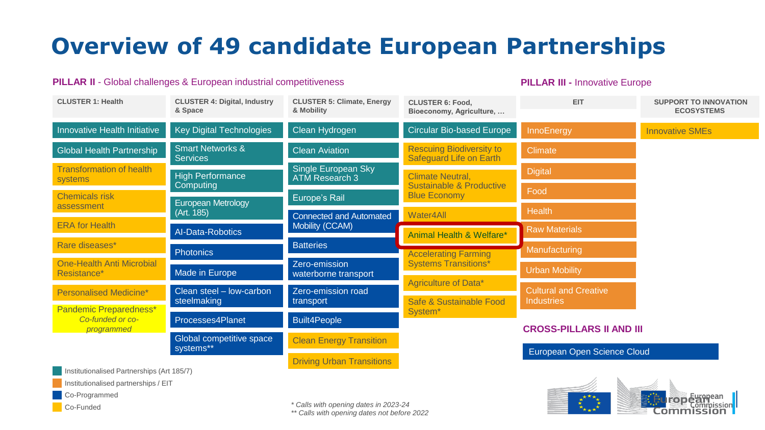# Overview of 49 candidate European Partnerships

## PILLAR II - Global challenges & European industrial competitiveness

| CLUSTER 1: Health | CLUSTER 4: Digital, Industry & Space | CLUSTER 5: Climate, Energy & Mobility | CLUSTER 6: Food, Bioeconomy, Agriculture, … |
|---|---|---|---|
| Innovative Health Initiative | Key Digital Technologies | Clean Hydrogen | Circular Bio-based Europe |
| Global Health Partnership | Smart Networks & Services | Clean Aviation | Rescuing Biodiversity to Safeguard Life on Earth |
| Transformation of health systems | High Performance Computing | Single European Sky ATM Research 3 | Climate Neutral, Sustainable & Productive Blue Economy |
| Chemicals risk assessment | European Metrology (Art. 185) | Europe's Rail | Water4All |
| ERA for Health | AI-Data-Robotics | Connected and Automated Mobility (CCAM) | Animal Health & Welfare* |
| Rare diseases* | Photonics | Batteries | Accelerating Farming Systems Transitions* |
| One-Health Anti Microbial Resistance* | Made in Europe | Zero-emission waterborne transport | Agriculture of Data* |
| Personalised Medicine* | Clean steel – low-carbon steelmaking | Zero-emission road transport | Safe & Sustainable Food System* |
| Pandemic Preparedness* *Co-funded or co-programmed* | Processes4Planet | Built4People | |
| | Global competitive space systems** | Clean Energy Transition | |
| | | Driving Urban Transitions | |

## PILLAR III - Innovative Europe

| EIT | SUPPORT TO INNOVATION ECOSYSTEMS |
|---|---|
| InnoEnergy | Innovative SMEs |
| Climate | |
| Digital | |
| Food | |
| Health | |
| Raw Materials | |
| Manufacturing | |
| Urban Mobility | |
| Cultural and Creative Industries | |

## CROSS-PILLARS II AND III

- European Open Science Cloud

**Legend:**
- Institutionalised Partnerships (Art 185/7)
- Institutionalised partnerships / EIT
- Co-Programmed
- Co-Funded

*\* Calls with opening dates in 2023-24*
*\*\* Calls with opening dates not before 2022*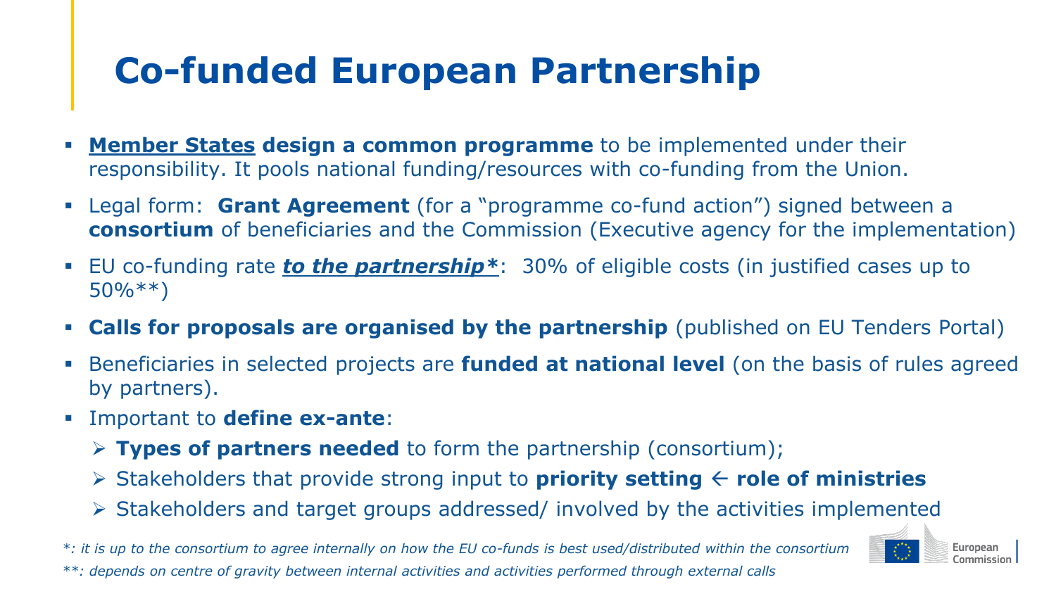# Co-funded European Partnership

- **Member States design a common programme** to be implemented under their responsibility. It pools national funding/resources with co-funding from the Union.
- Legal form: **Grant Agreement** (for a "programme co-fund action") signed between a **consortium** of beneficiaries and the Commission (Executive agency for the implementation)
- EU co-funding rate ***to the partnership****: 30% of eligible costs (in justified cases up to 50%**)
- **Calls for proposals are organised by the partnership** (published on EU Tenders Portal)
- Beneficiaries in selected projects are **funded at national level** (on the basis of rules agreed by partners).
- Important to **define ex-ante**:
  - **Types of partners needed** to form the partnership (consortium);
  - Stakeholders that provide strong input to **priority setting ← role of ministries**
  - Stakeholders and target groups addressed/ involved by the activities implemented

*\*: it is up to the consortium to agree internally on how the EU co-funds is best used/distributed within the consortium*

*\*\*: depends on centre of gravity between internal activities and activities performed through external calls*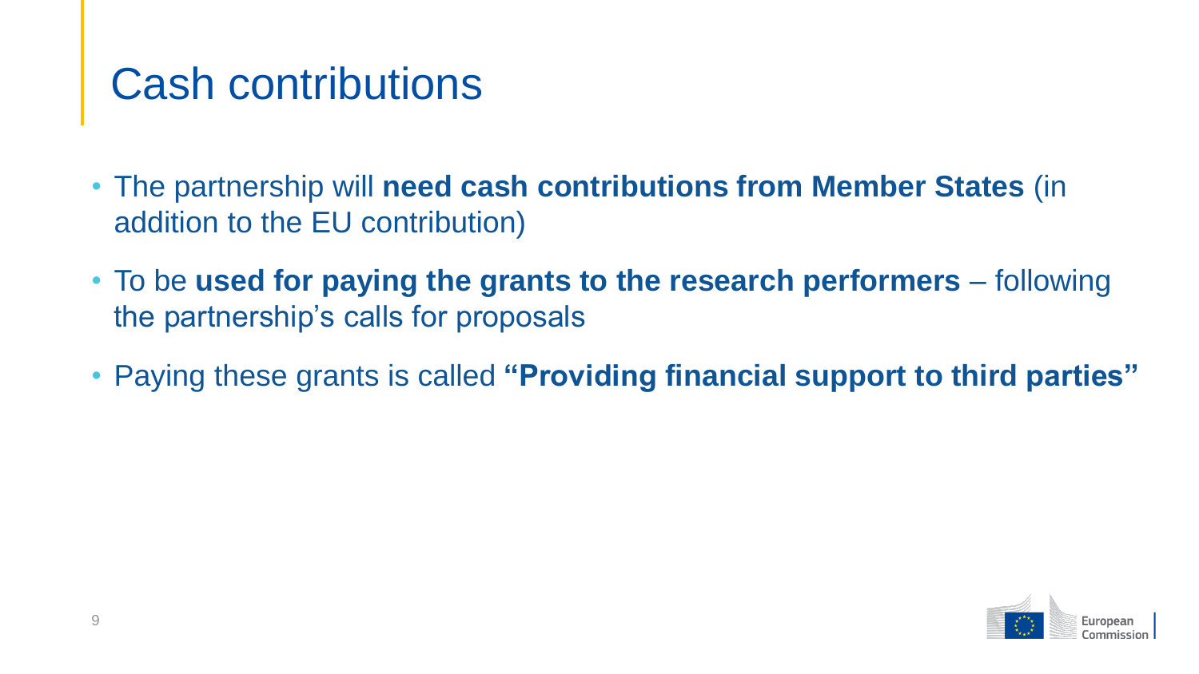# Cash contributions

- The partnership will **need cash contributions from Member States** (in addition to the EU contribution)
- To be **used for paying the grants to the research performers** – following the partnership's calls for proposals
- Paying these grants is called **"Providing financial support to third parties"**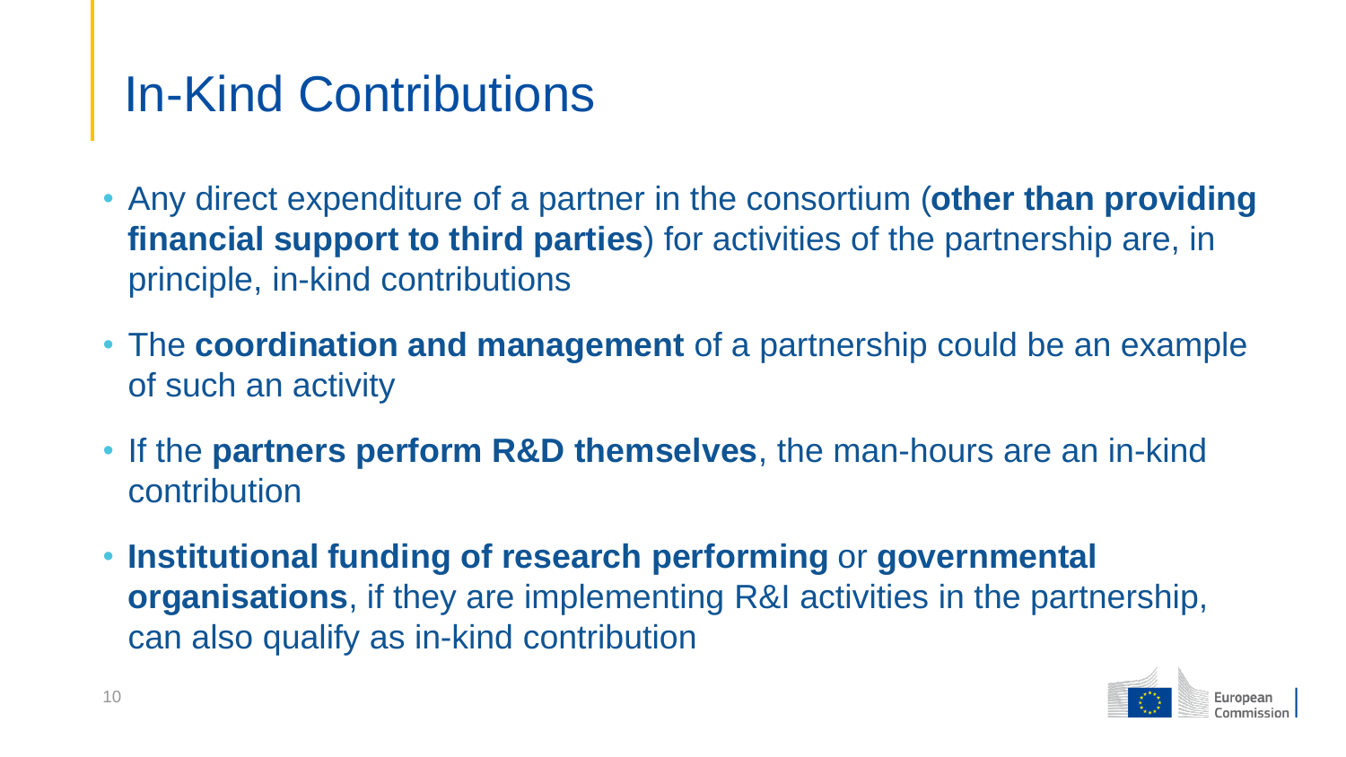# In-Kind Contributions

- Any direct expenditure of a partner in the consortium (**other than providing financial support to third parties**) for activities of the partnership are, in principle, in-kind contributions
- The **coordination and management** of a partnership could be an example of such an activity
- If the **partners perform R&D themselves**, the man-hours are an in-kind contribution
- **Institutional funding of research performing** or **governmental organisations**, if they are implementing R&I activities in the partnership, can also qualify as in-kind contribution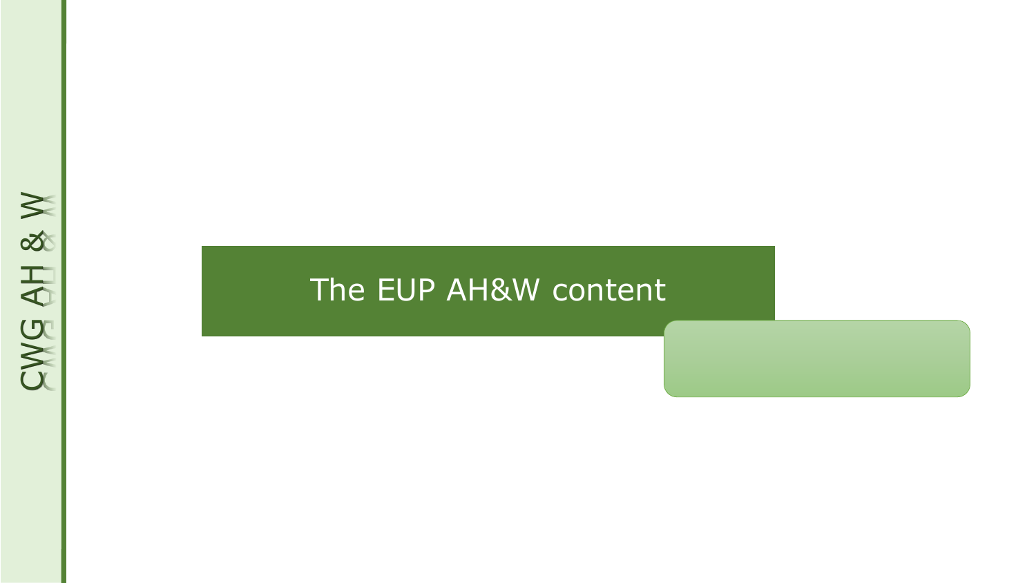# The EUP AH&W content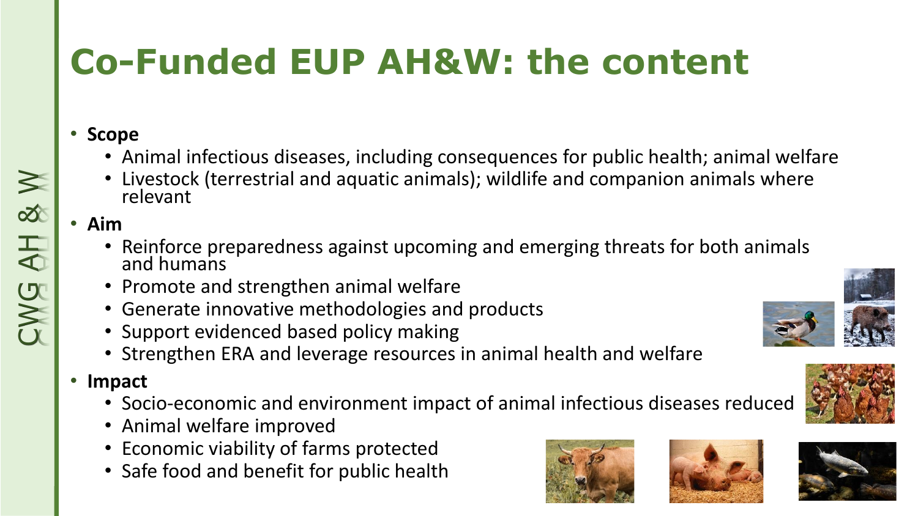# Co-Funded EUP AH&W: the content

- **Scope**
  - Animal infectious diseases, including consequences for public health; animal welfare
  - Livestock (terrestrial and aquatic animals); wildlife and companion animals where relevant
- **Aim**
  - Reinforce preparedness against upcoming and emerging threats for both animals and humans
  - Promote and strengthen animal welfare
  - Generate innovative methodologies and products
  - Support evidenced based policy making
  - Strengthen ERA and leverage resources in animal health and welfare
- **Impact**
  - Socio-economic and environment impact of animal infectious diseases reduced
  - Animal welfare improved
  - Economic viability of farms protected
  - Safe food and benefit for public health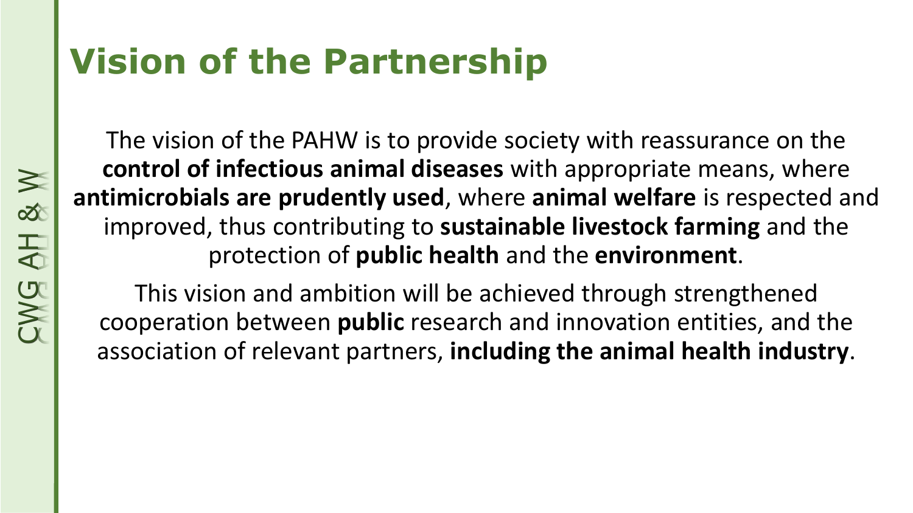# Vision of the Partnership

The vision of the PAHW is to provide society with reassurance on the **control of infectious animal diseases** with appropriate means, where **antimicrobials are prudently used**, where **animal welfare** is respected and improved, thus contributing to **sustainable livestock farming** and the protection of **public health** and the **environment**.

This vision and ambition will be achieved through strengthened cooperation between **public** research and innovation entities, and the association of relevant partners, **including the animal health industry**.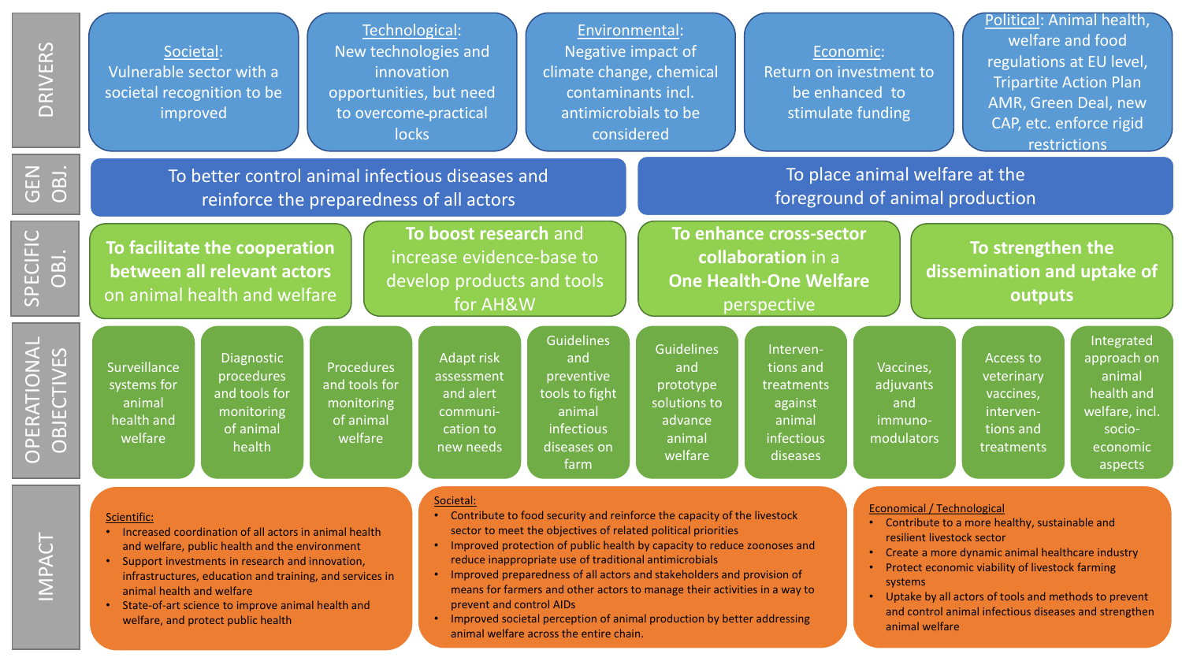## DRIVERS

- **Societal**: Vulnerable sector with a societal recognition to be improved
- **Technological**: New technologies and innovation opportunities, but need to overcome-practical locks
- **Environmental**: Negative impact of climate change, chemical contaminants incl. antimicrobials to be considered
- **Economic**: Return on investment to be enhanced to stimulate funding
- **Political**: Animal health, welfare and food regulations at EU level, Tripartite Action Plan AMR, Green Deal, new CAP, etc. enforce rigid restrictions

## GEN OBJ.

- To better control animal infectious diseases and reinforce the preparedness of all actors
- To place animal welfare at the foreground of animal production

## SPECIFIC OBJ.

- **To facilitate the cooperation between all relevant actors** on animal health and welfare
- **To boost research** and increase evidence-base to develop products and tools for AH&W
- **To enhance cross-sector collaboration** in a **One Health-One Welfare** perspective
- **To strengthen the dissemination and uptake of outputs**

## OPERATIONAL OBJECTIVES

- Surveillance systems for animal health and welfare
- Diagnostic procedures and tools for monitoring of animal health
- Procedures and tools for monitoring of animal welfare
- Adapt risk assessment and alert communication to new needs
- Guidelines and preventive tools to fight animal infectious diseases on farm
- Guidelines and prototype solutions to advance animal welfare
- Interventions and treatments against animal infectious diseases
- Vaccines, adjuvants and immunomodulators
- Access to veterinary vaccines, interventions and treatments
- Integrated approach on animal health and welfare, incl. socio-economic aspects

## IMPACT

**Scientific:**

- Increased coordination of all actors in animal health and welfare, public health and the environment
- Support investments in research and innovation, infrastructures, education and training, and services in animal health and welfare
- State-of-art science to improve animal health and welfare, and protect public health

**Societal:**

- Contribute to food security and reinforce the capacity of the livestock sector to meet the objectives of related political priorities
- Improved protection of public health by capacity to reduce zoonoses and reduce inappropriate use of traditional antimicrobials
- Improved preparedness of all actors and stakeholders and provision of means for farmers and other actors to manage their activities in a way to prevent and control AIDs
- Improved societal perception of animal production by better addressing animal welfare across the entire chain.

**Economical / Technological**

- Contribute to a more healthy, sustainable and resilient livestock sector
- Create a more dynamic animal healthcare industry
- Protect economic viability of livestock farming systems
- Uptake by all actors of tools and methods to prevent and control animal infectious diseases and strengthen animal welfare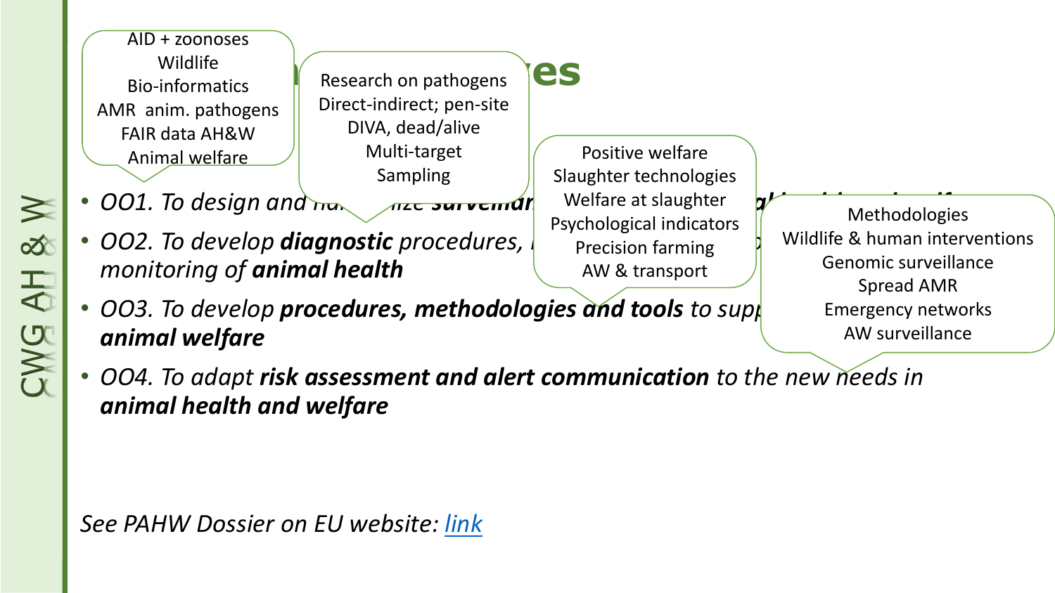CWG AH & W

# ...es

- *OO1. To design and ...ize* ***surveillan...*** *...al...*
- *OO2. To develop* ***diagnostic*** *procedures, ...* *monitoring of* ***animal health***
- *OO3. To develop* ***procedures, methodologies and tools*** *to supp...* ***animal welfare***
- *OO4. To adapt* ***risk assessment and alert communication*** *to the new needs in* ***animal health and welfare***

AID + zoonoses
Wildlife
Bio-informatics
AMR anim. pathogens
FAIR data AH&W
Animal welfare

Research on pathogens
Direct-indirect; pen-site
DIVA, dead/alive
Multi-target
Sampling

Positive welfare
Slaughter technologies
Welfare at slaughter
Psychological indicators
Precision farming
AW & transport

Methodologies
Wildlife & human interventions
Genomic surveillance
Spread AMR
Emergency networks
AW surveillance

*See PAHW Dossier on EU website: link*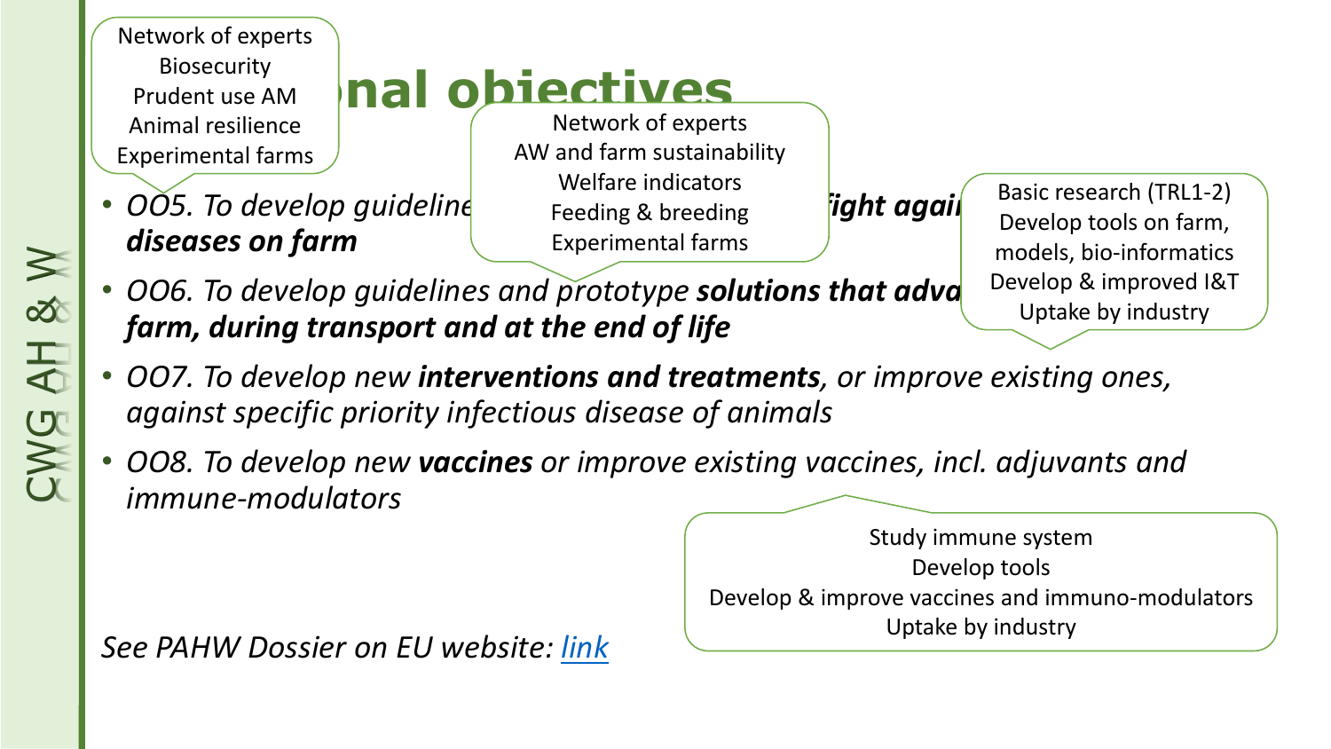# ...onal objectives

- *OO5. To develop guideline... ...**fight agai...** **diseases on farm***
- *OO6. To develop guidelines and prototype **solutions that adva...** **farm, during transport and at the end of life***
- *OO7. To develop new **interventions and treatments**, or improve existing ones, against specific priority infectious disease of animals*
- *OO8. To develop new **vaccines** or improve existing vaccines, incl. adjuvants and immune-modulators*

Network of experts
Biosecurity
Prudent use AM
Animal resilience
Experimental farms

Network of experts
AW and farm sustainability
Welfare indicators
Feeding & breeding
Experimental farms

Basic research (TRL1-2)
Develop tools on farm, models, bio-informatics
Develop & improved I&T
Uptake by industry

Study immune system
Develop tools
Develop & improve vaccines and immuno-modulators
Uptake by industry

*See PAHW Dossier on EU website: link*

CWG AH & W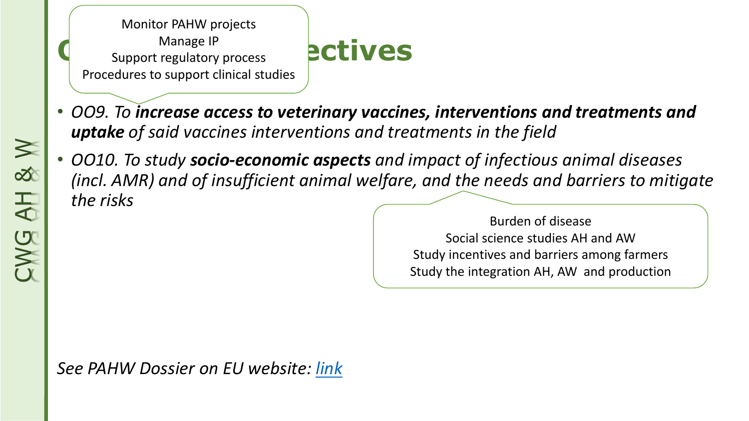# Operational objectives

- *OO9. To **increase access to veterinary vaccines, interventions and treatments and uptake** of said vaccines interventions and treatments in the field*

Monitor PAHW projects
Manage IP
Support regulatory process
Procedures to support clinical studies

- *OO10. To study **socio-economic aspects** and impact of infectious animal diseases (incl. AMR) and of insufficient animal welfare, and the needs and barriers to mitigate the risks*

Burden of disease
Social science studies AH and AW
Study incentives and barriers among farmers
Study the integration AH, AW and production

*See PAHW Dossier on EU website: [link]()*

CWG AH & W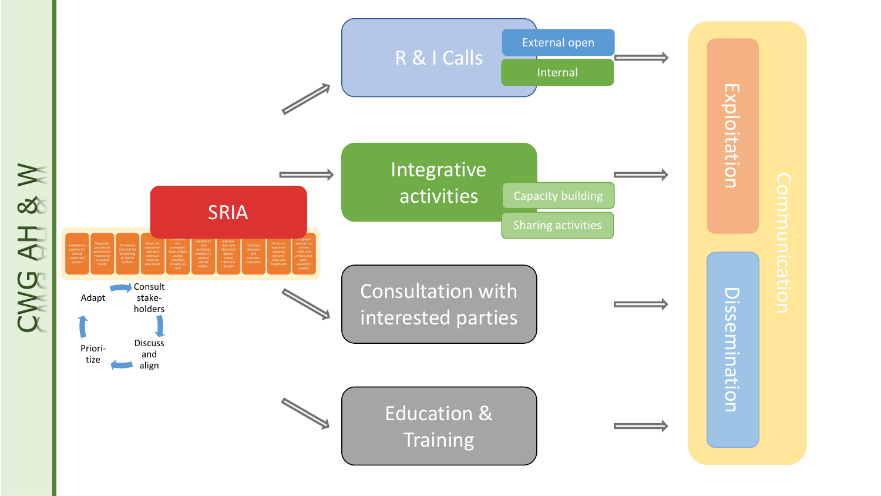CWG AH & W

SRIA

| Surveillance systems for animal health and welfare | Diagnostic procedures and tools for monitoring of animal health | Procedures and tools for monitoring of animal welfare | Adapt risk assessment and alert communication to new needs | Guidelines and preventive tools to fight animal infectious diseases on farm | Guidelines and prototype solutions to advance animal welfare | Interventions and treatments against animal infectious diseases | Vaccines, adjuvants and immuno-modulators | Access to veterinary vaccines, interventions and treatments | Integrated approach on animal health and welfare, incl. socio-economic aspects |
|---|---|---|---|---|---|---|---|---|---|

Consult stake-holders → Discuss and align → Priori-tize → Adapt

R & I Calls
- External open
- Internal

Integrative activities
- Capacity building
- Sharing activities

Consultation with interested parties

Education & Training

Communication
- Exploitation
- Dissemination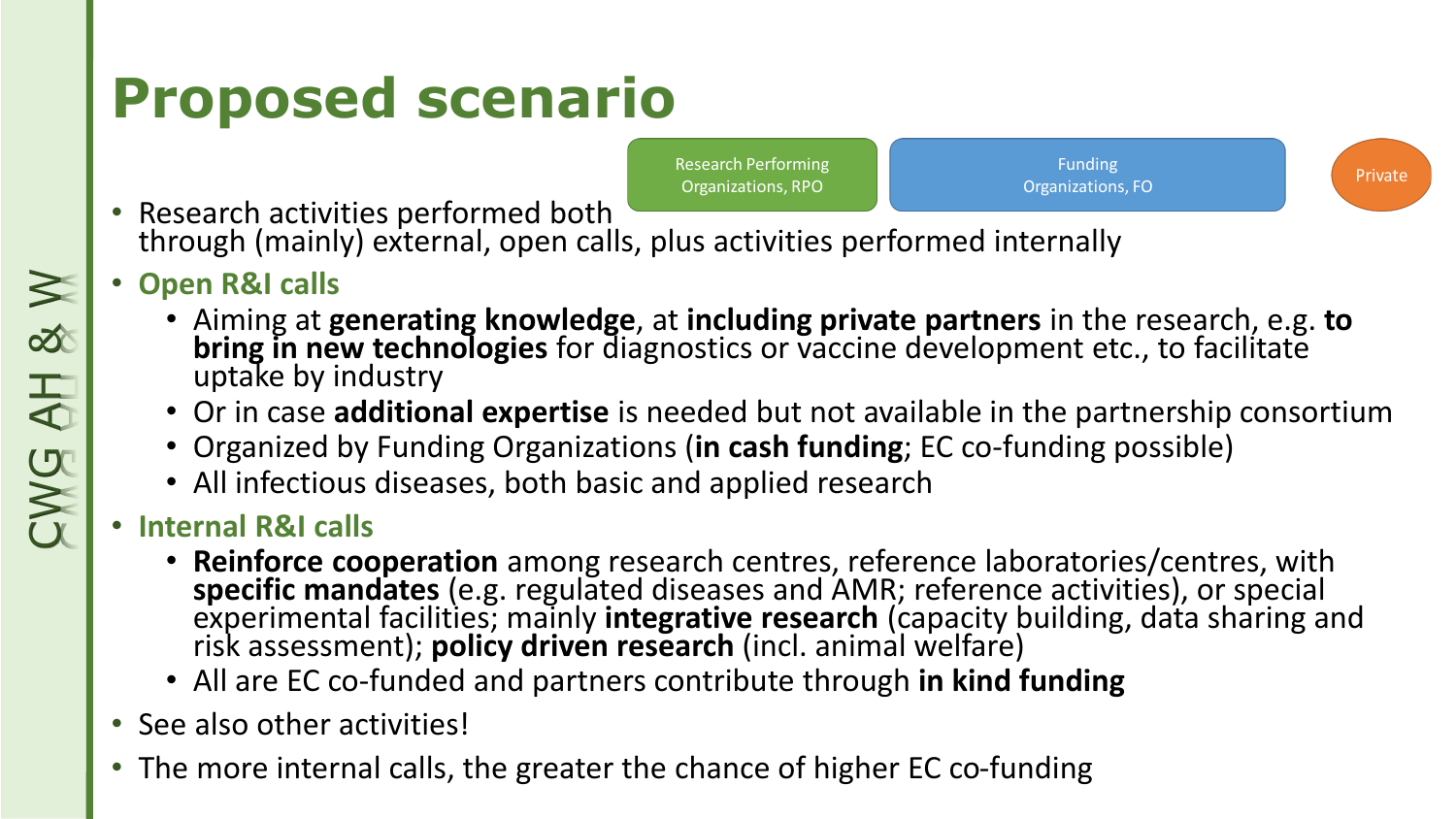# Proposed scenario

Research Performing Organizations, RPO

Funding Organizations, FO

Private

- Research activities performed both through (mainly) external, open calls, plus activities performed internally
- **Open R&I calls**
  - Aiming at **generating knowledge**, at **including private partners** in the research, e.g. **to bring in new technologies** for diagnostics or vaccine development etc., to facilitate uptake by industry
  - Or in case **additional expertise** is needed but not available in the partnership consortium
  - Organized by Funding Organizations (**in cash funding**; EC co-funding possible)
  - All infectious diseases, both basic and applied research
- **Internal R&I calls**
  - **Reinforce cooperation** among research centres, reference laboratories/centres, with **specific mandates** (e.g. regulated diseases and AMR; reference activities), or special experimental facilities; mainly **integrative research** (capacity building, data sharing and risk assessment); **policy driven research** (incl. animal welfare)
  - All are EC co-funded and partners contribute through **in kind funding**
- See also other activities!
- The more internal calls, the greater the chance of higher EC co-funding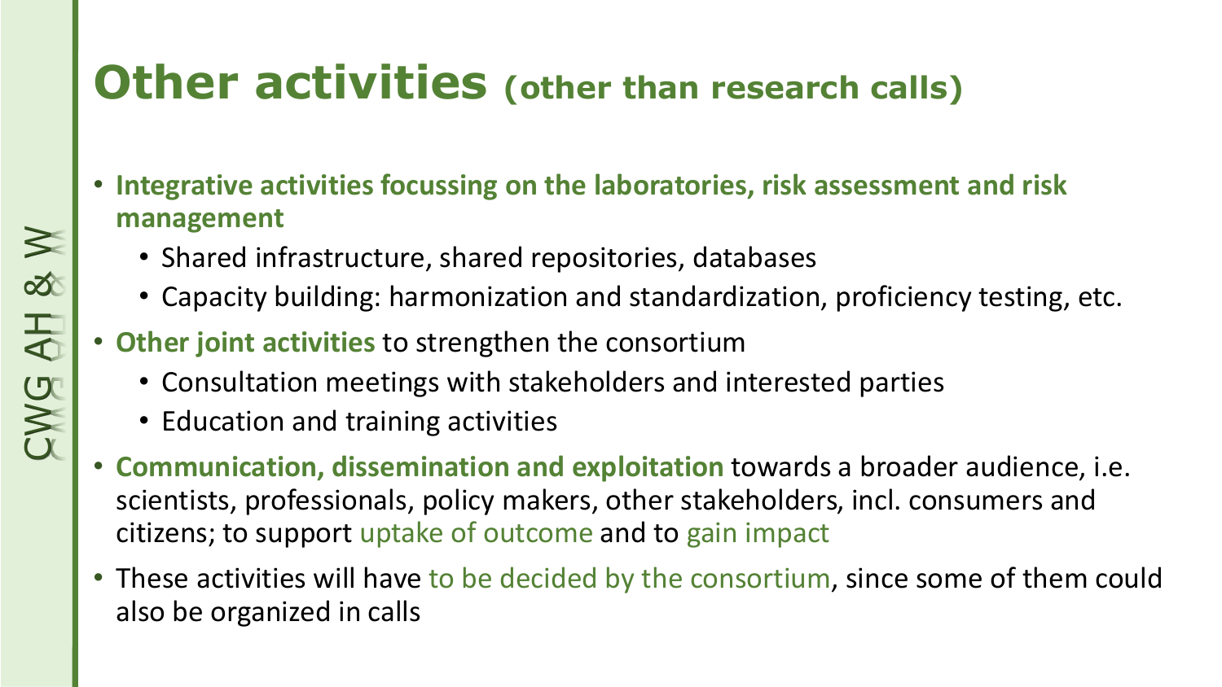# Other activities (other than research calls)

- **Integrative activities focussing on the laboratories, risk assessment and risk management**
  - Shared infrastructure, shared repositories, databases
  - Capacity building: harmonization and standardization, proficiency testing, etc.
- **Other joint activities** to strengthen the consortium
  - Consultation meetings with stakeholders and interested parties
  - Education and training activities
- **Communication, dissemination and exploitation** towards a broader audience, i.e. scientists, professionals, policy makers, other stakeholders, incl. consumers and citizens; to support uptake of outcome and to gain impact
- These activities will have to be decided by the consortium, since some of them could also be organized in calls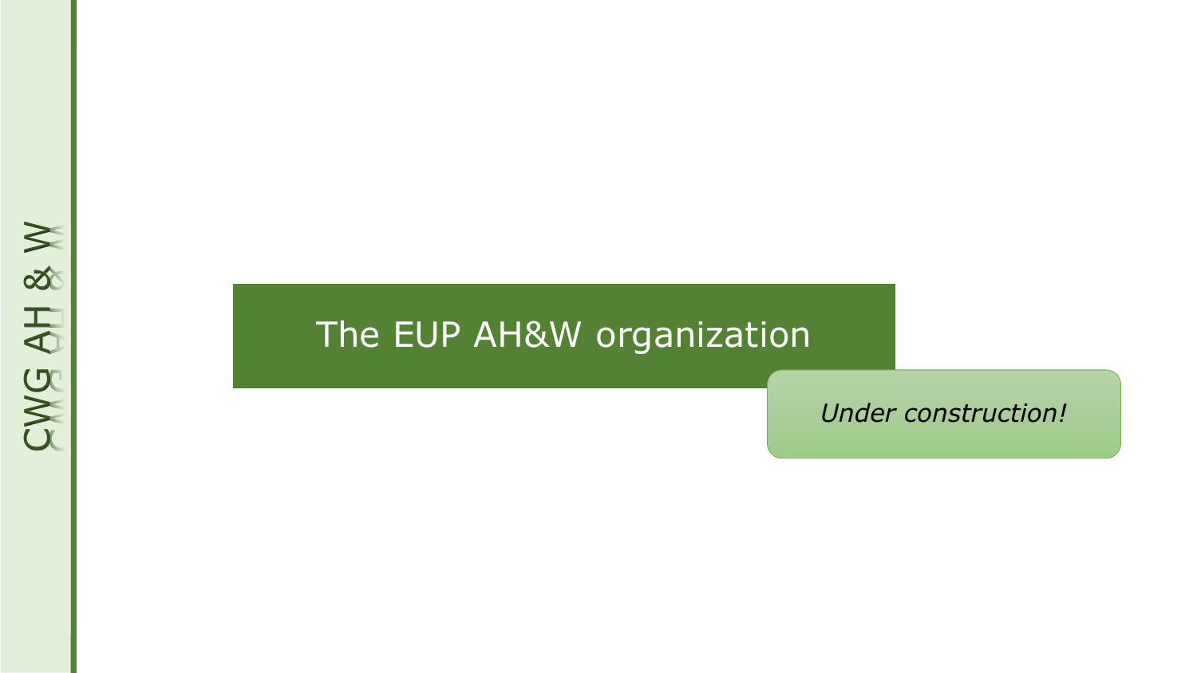# The EUP AH&W organization

*Under construction!*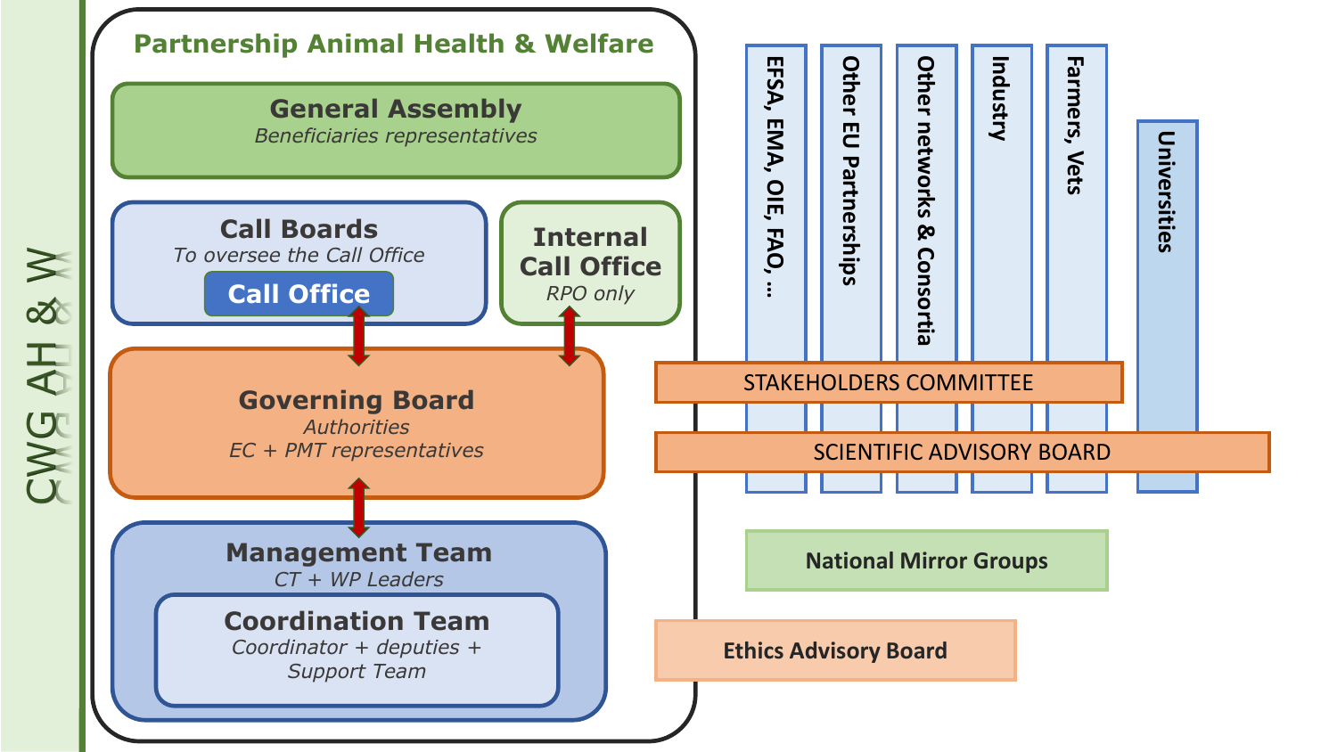CWG AH & W

## Partnership Animal Health & Welfare

**General Assembly**
*Beneficiaries representatives*

**Call Boards**
*To oversee the Call Office*

**Call Office**

**Internal Call Office**
*RPO only*

**Governing Board**
*Authorities*
*EC + PMT representatives*

**Management Team**
*CT + WP Leaders*

**Coordination Team**
*Coordinator + deputies + Support Team*

EFSA, EMA, OIE, FAO, …

Other EU Partnerships

Other networks & Consortia

Industry

Farmers, Vets

Universities

STAKEHOLDERS COMMITTEE

SCIENTIFIC ADVISORY BOARD

**National Mirror Groups**

**Ethics Advisory Board**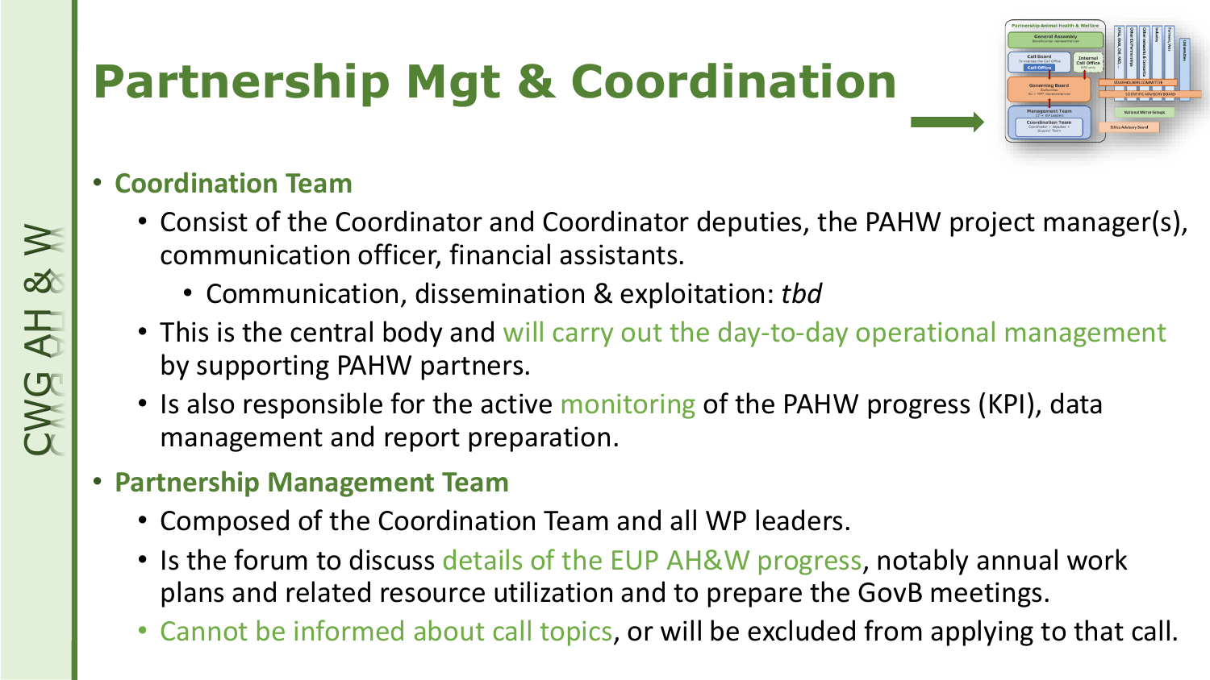# Partnership Mgt & Coordination

- **Coordination Team**
  - Consist of the Coordinator and Coordinator deputies, the PAHW project manager(s), communication officer, financial assistants.
    - Communication, dissemination & exploitation: *tbd*
  - This is the central body and will carry out the day-to-day operational management by supporting PAHW partners.
  - Is also responsible for the active monitoring of the PAHW progress (KPI), data management and report preparation.
- **Partnership Management Team**
  - Composed of the Coordination Team and all WP leaders.
  - Is the forum to discuss details of the EUP AH&W progress, notably annual work plans and related resource utilization and to prepare the GovB meetings.
  - Cannot be informed about call topics, or will be excluded from applying to that call.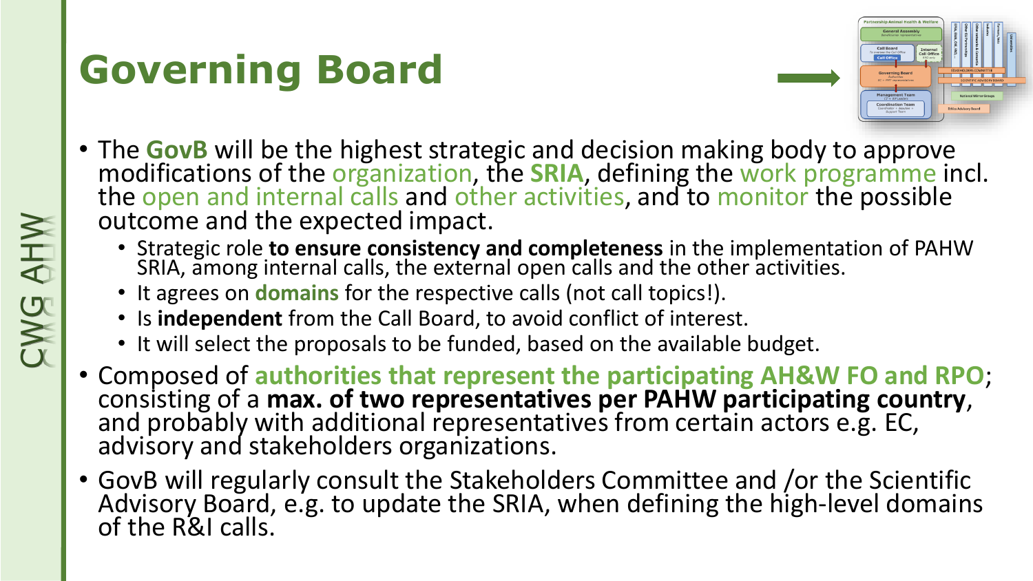# Governing Board

- The **GovB** will be the highest strategic and decision making body to approve modifications of the organization, the **SRIA**, defining the work programme incl. the open and internal calls and other activities, and to monitor the possible outcome and the expected impact.
  - Strategic role **to ensure consistency and completeness** in the implementation of PAHW SRIA, among internal calls, the external open calls and the other activities.
  - It agrees on **domains** for the respective calls (not call topics!).
  - Is **independent** from the Call Board, to avoid conflict of interest.
  - It will select the proposals to be funded, based on the available budget.
- Composed of **authorities that represent the participating AH&W FO and RPO**; consisting of a **max. of two representatives per PAHW participating country**, and probably with additional representatives from certain actors e.g. EC, advisory and stakeholders organizations.
- GovB will regularly consult the Stakeholders Committee and /or the Scientific Advisory Board, e.g. to update the SRIA, when defining the high-level domains of the R&I calls.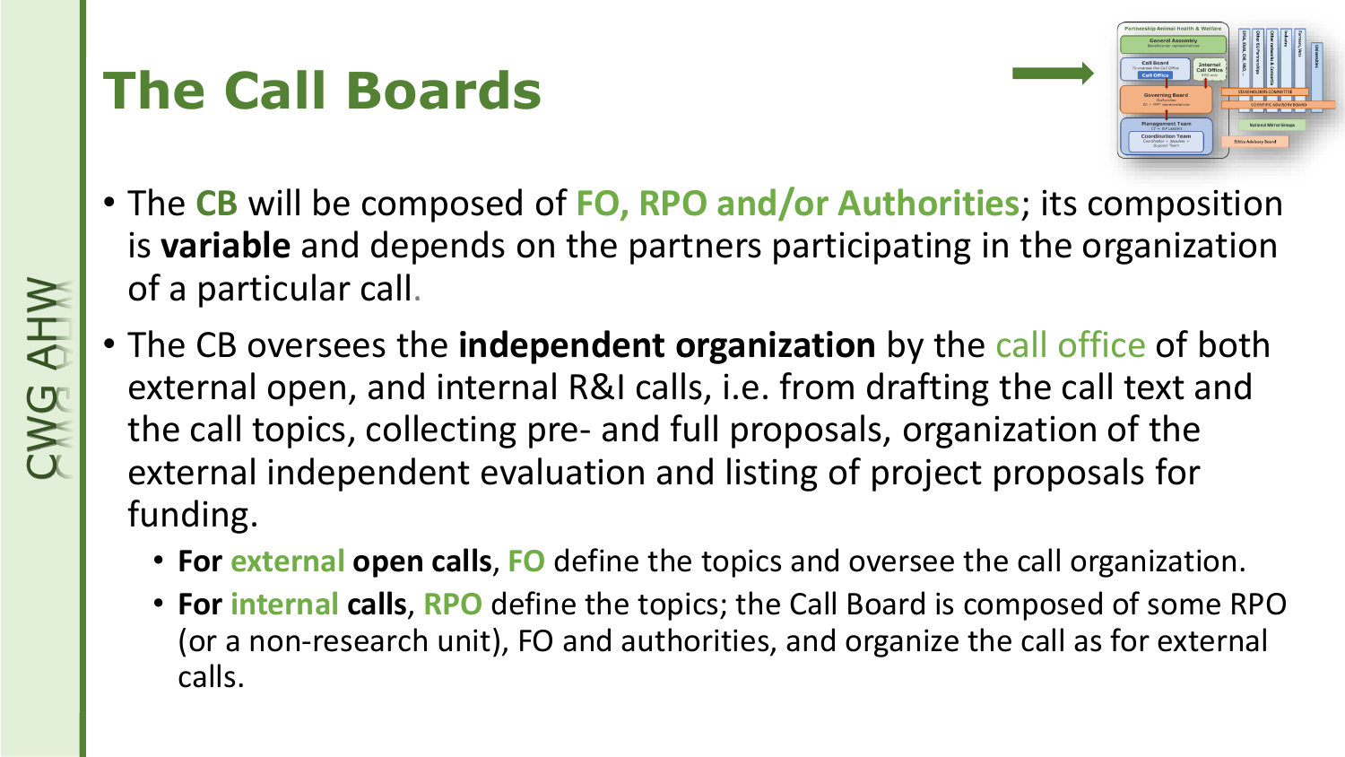# The Call Boards

- The **CB** will be composed of **FO, RPO and/or Authorities**; its composition is **variable** and depends on the partners participating in the organization of a particular call.
- The CB oversees the **independent organization** by the call office of both external open, and internal R&I calls, i.e. from drafting the call text and the call topics, collecting pre- and full proposals, organization of the external independent evaluation and listing of project proposals for funding.
  - **For external open calls**, **FO** define the topics and oversee the call organization.
  - **For internal calls**, **RPO** define the topics; the Call Board is composed of some RPO (or a non-research unit), FO and authorities, and organize the call as for external calls.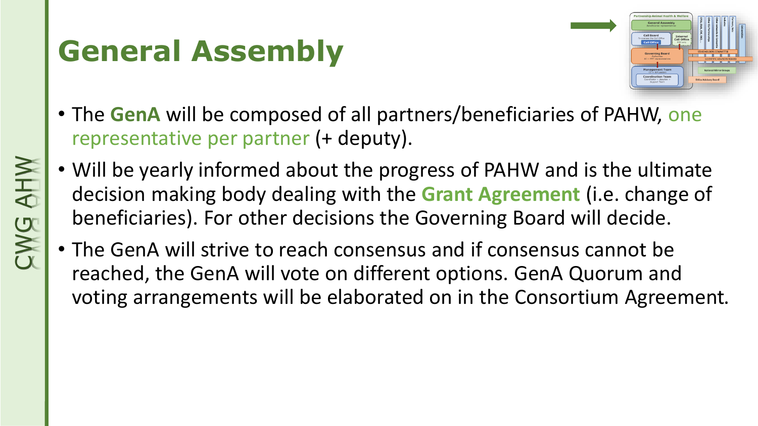# General Assembly

- The **GenA** will be composed of all partners/beneficiaries of PAHW, one representative per partner (+ deputy).
- Will be yearly informed about the progress of PAHW and is the ultimate decision making body dealing with the **Grant Agreement** (i.e. change of beneficiaries). For other decisions the Governing Board will decide.
- The GenA will strive to reach consensus and if consensus cannot be reached, the GenA will vote on different options. GenA Quorum and voting arrangements will be elaborated on in the Consortium Agreement.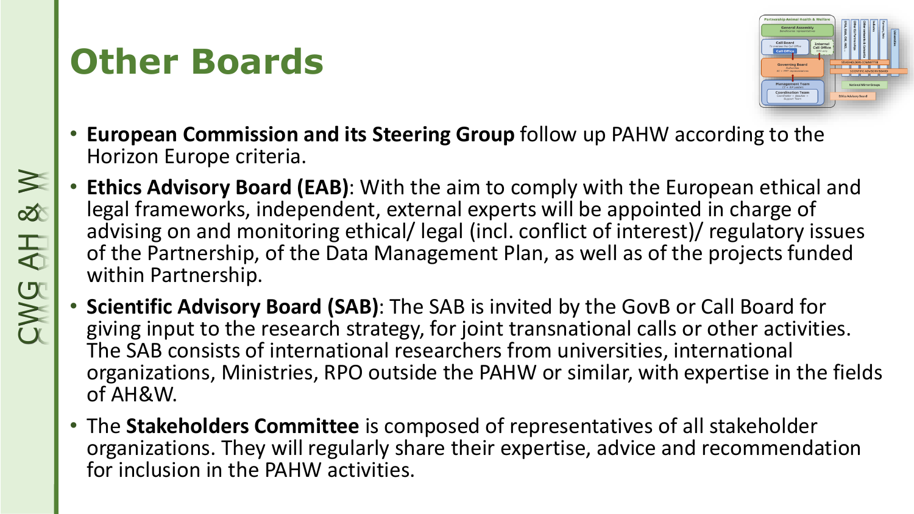# Other Boards

- **European Commission and its Steering Group** follow up PAHW according to the Horizon Europe criteria.
- **Ethics Advisory Board (EAB)**: With the aim to comply with the European ethical and legal frameworks, independent, external experts will be appointed in charge of advising on and monitoring ethical/ legal (incl. conflict of interest)/ regulatory issues of the Partnership, of the Data Management Plan, as well as of the projects funded within Partnership.
- **Scientific Advisory Board (SAB)**: The SAB is invited by the GovB or Call Board for giving input to the research strategy, for joint transnational calls or other activities. The SAB consists of international researchers from universities, international organizations, Ministries, RPO outside the PAHW or similar, with expertise in the fields of AH&W.
- The **Stakeholders Committee** is composed of representatives of all stakeholder organizations. They will regularly share their expertise, advice and recommendation for inclusion in the PAHW activities.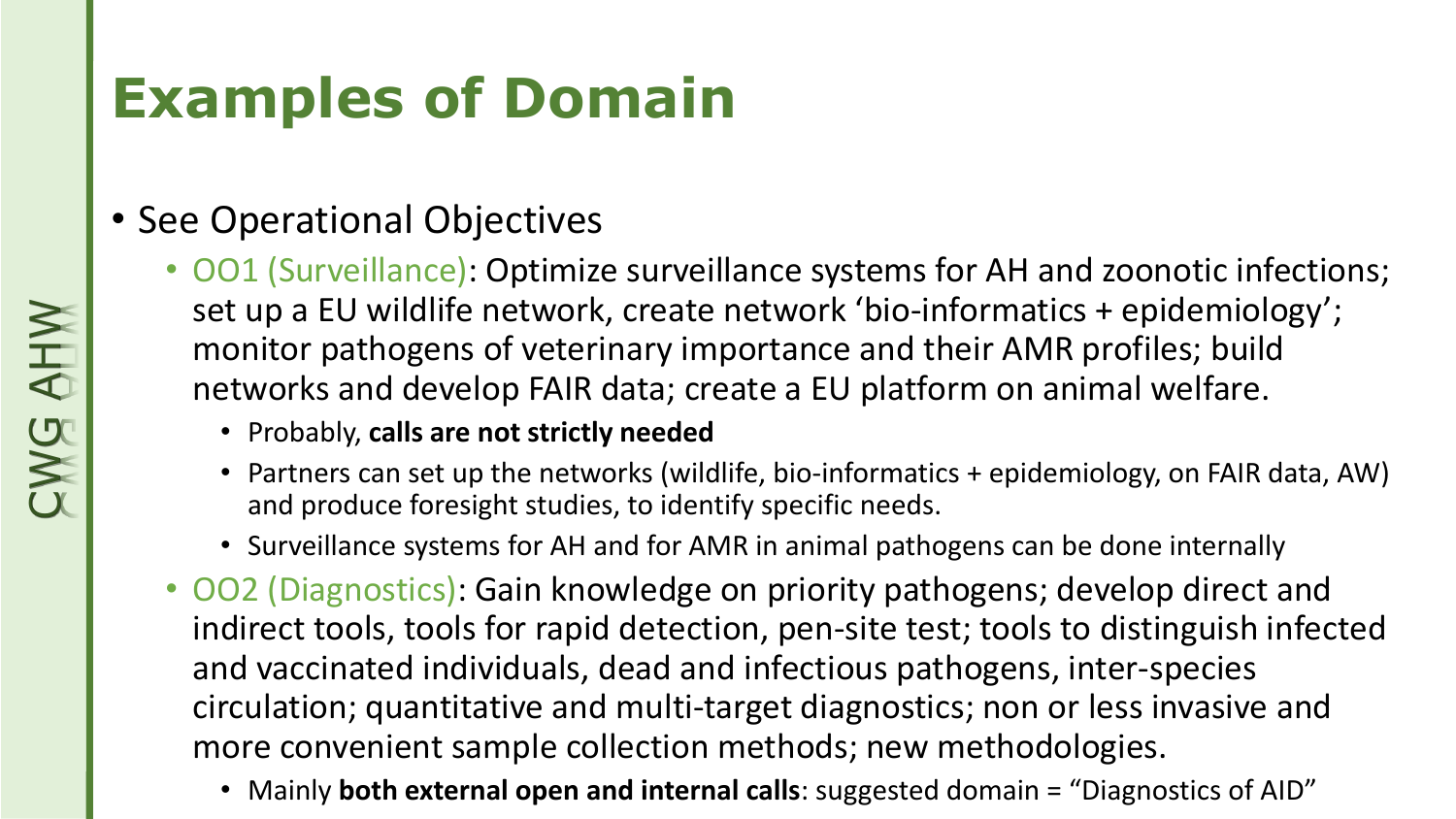# Examples of Domain

- See Operational Objectives
  - OO1 (Surveillance): Optimize surveillance systems for AH and zoonotic infections; set up a EU wildlife network, create network 'bio-informatics + epidemiology'; monitor pathogens of veterinary importance and their AMR profiles; build networks and develop FAIR data; create a EU platform on animal welfare.
    - Probably, **calls are not strictly needed**
    - Partners can set up the networks (wildlife, bio-informatics + epidemiology, on FAIR data, AW) and produce foresight studies, to identify specific needs.
    - Surveillance systems for AH and for AMR in animal pathogens can be done internally
  - OO2 (Diagnostics): Gain knowledge on priority pathogens; develop direct and indirect tools, tools for rapid detection, pen-site test; tools to distinguish infected and vaccinated individuals, dead and infectious pathogens, inter-species circulation; quantitative and multi-target diagnostics; non or less invasive and more convenient sample collection methods; new methodologies.
    - Mainly **both external open and internal calls**: suggested domain = "Diagnostics of AID"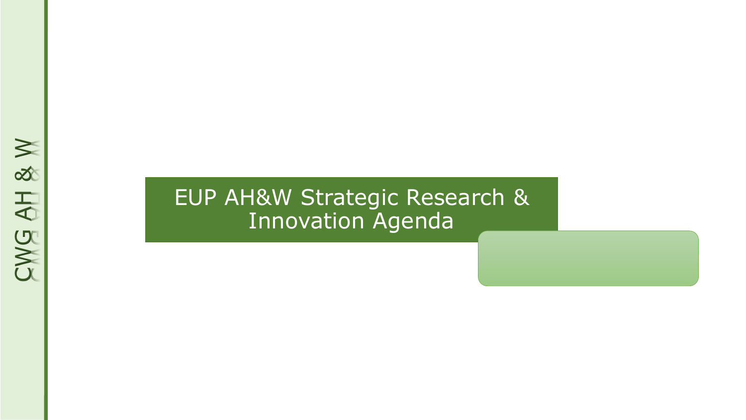CWG AH & W

# EUP AH&W Strategic Research & Innovation Agenda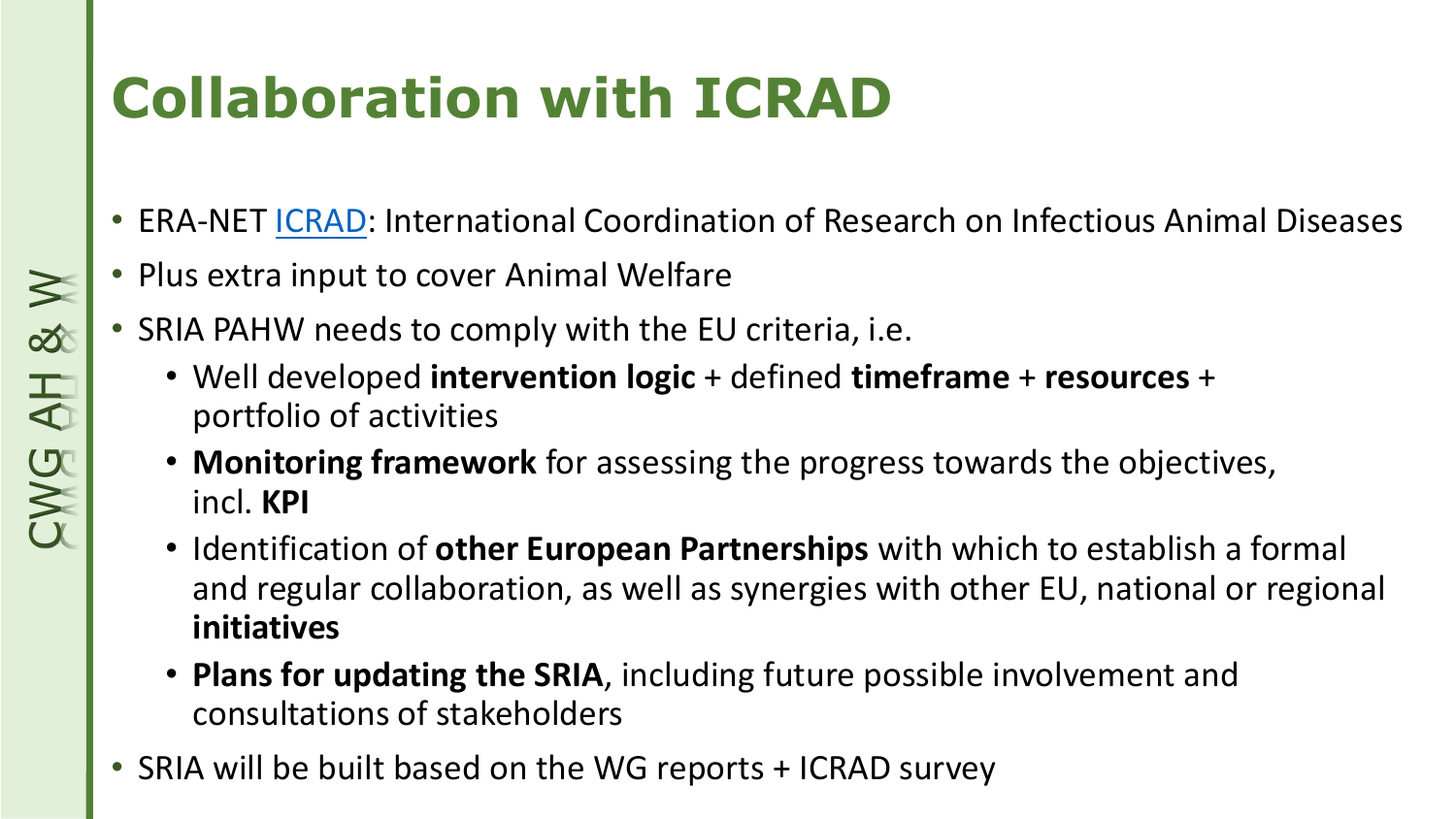# Collaboration with ICRAD

- ERA-NET ICRAD: International Coordination of Research on Infectious Animal Diseases
- Plus extra input to cover Animal Welfare
- SRIA PAHW needs to comply with the EU criteria, i.e.
  - Well developed **intervention logic** + defined **timeframe** + **resources** + portfolio of activities
  - **Monitoring framework** for assessing the progress towards the objectives, incl. **KPI**
  - Identification of **other European Partnerships** with which to establish a formal and regular collaboration, as well as synergies with other EU, national or regional **initiatives**
  - **Plans for updating the SRIA**, including future possible involvement and consultations of stakeholders
- SRIA will be built based on the WG reports + ICRAD survey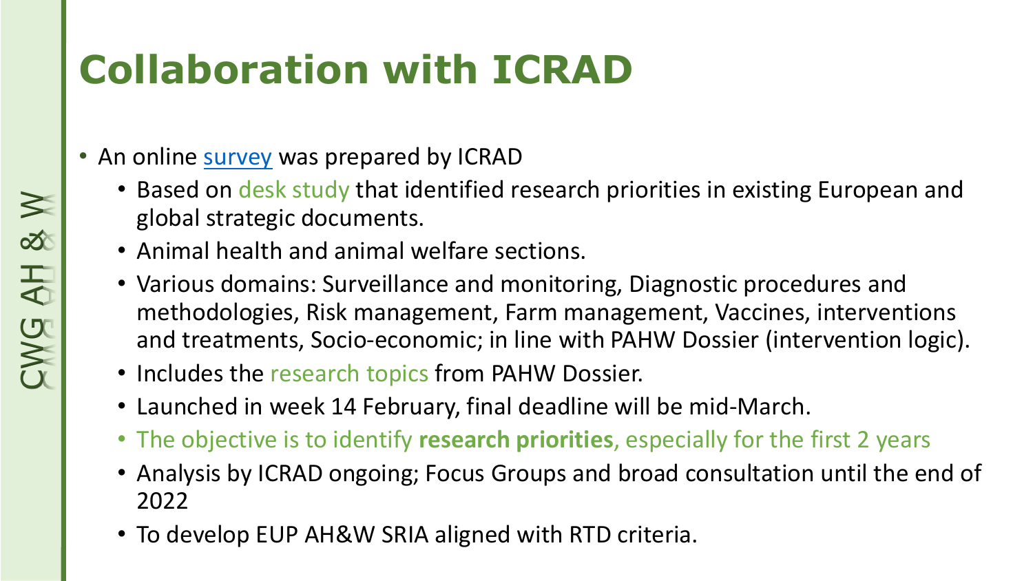# Collaboration with ICRAD

- An online survey was prepared by ICRAD
  - Based on desk study that identified research priorities in existing European and global strategic documents.
  - Animal health and animal welfare sections.
  - Various domains: Surveillance and monitoring, Diagnostic procedures and methodologies, Risk management, Farm management, Vaccines, interventions and treatments, Socio-economic; in line with PAHW Dossier (intervention logic).
  - Includes the research topics from PAHW Dossier.
  - Launched in week 14 February, final deadline will be mid-March.
  - The objective is to identify **research priorities**, especially for the first 2 years
  - Analysis by ICRAD ongoing; Focus Groups and broad consultation until the end of 2022
  - To develop EUP AH&W SRIA aligned with RTD criteria.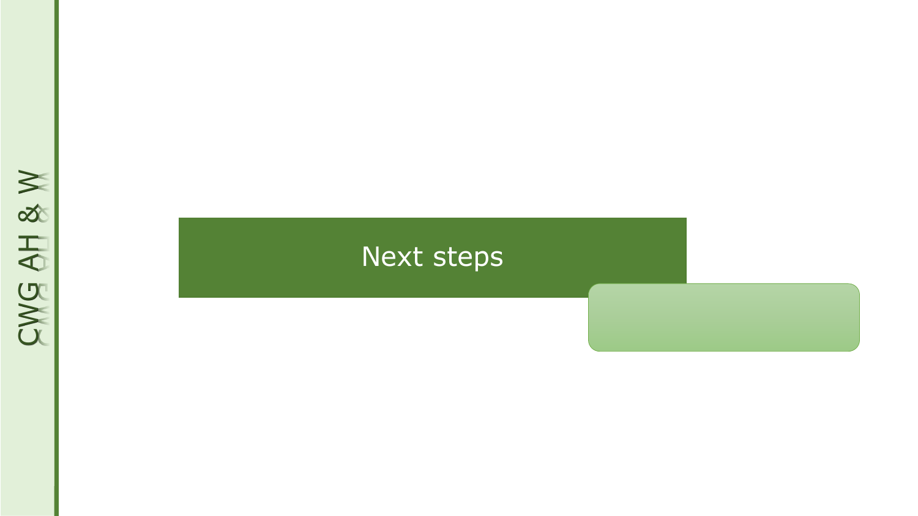# Next steps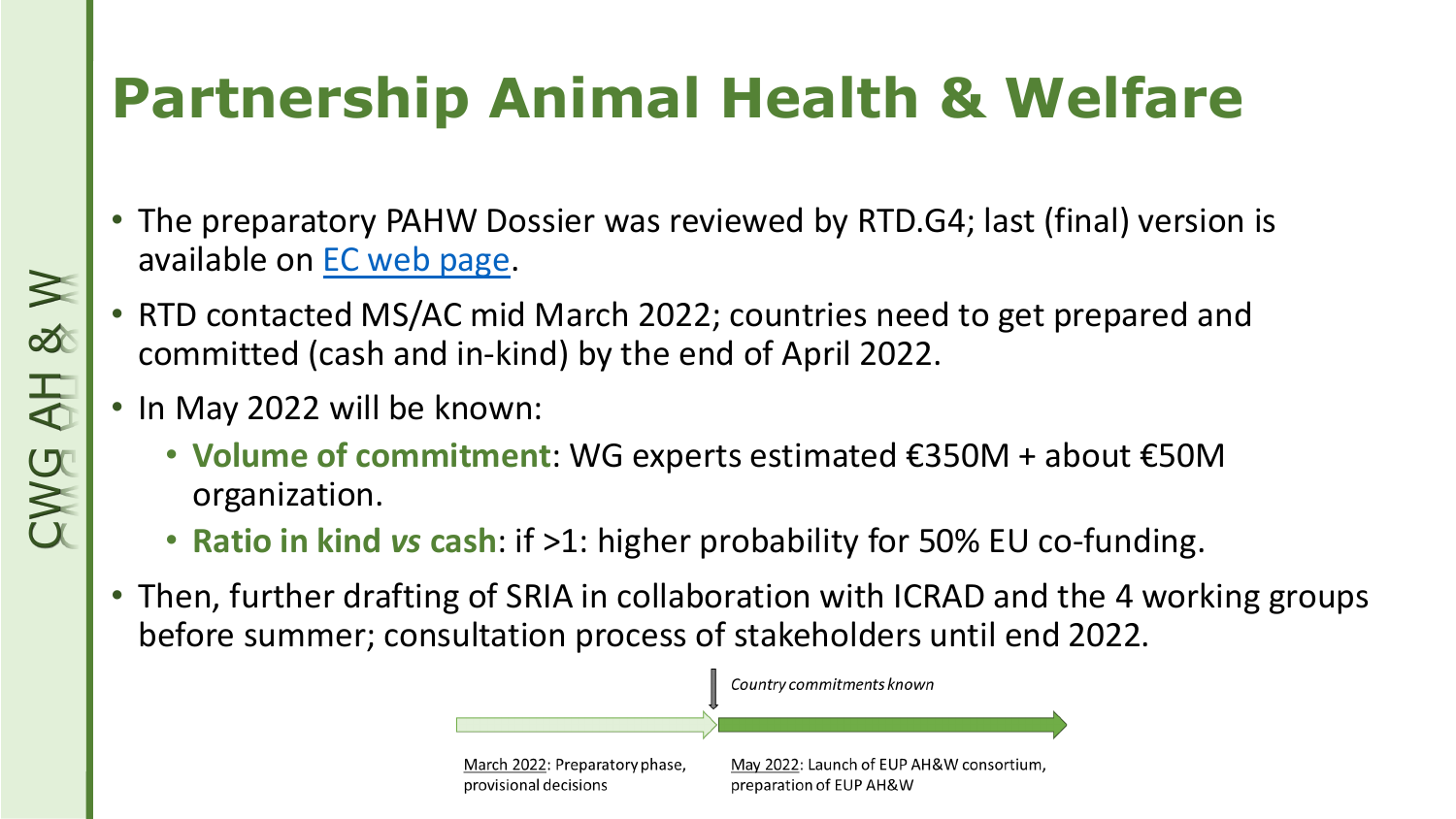# Partnership Animal Health & Welfare

- The preparatory PAHW Dossier was reviewed by RTD.G4; last (final) version is available on [EC web page].
- RTD contacted MS/AC mid March 2022; countries need to get prepared and committed (cash and in-kind) by the end of April 2022.
- In May 2022 will be known:
  - **Volume of commitment**: WG experts estimated €350M + about €50M organization.
  - **Ratio in kind *vs* cash**: if >1: higher probability for 50% EU co-funding.
- Then, further drafting of SRIA in collaboration with ICRAD and the 4 working groups before summer; consultation process of stakeholders until end 2022.

*Country commitments known*

March 2022: Preparatory phase, provisional decisions

May 2022: Launch of EUP AH&W consortium, preparation of EUP AH&W

CWG AH & W